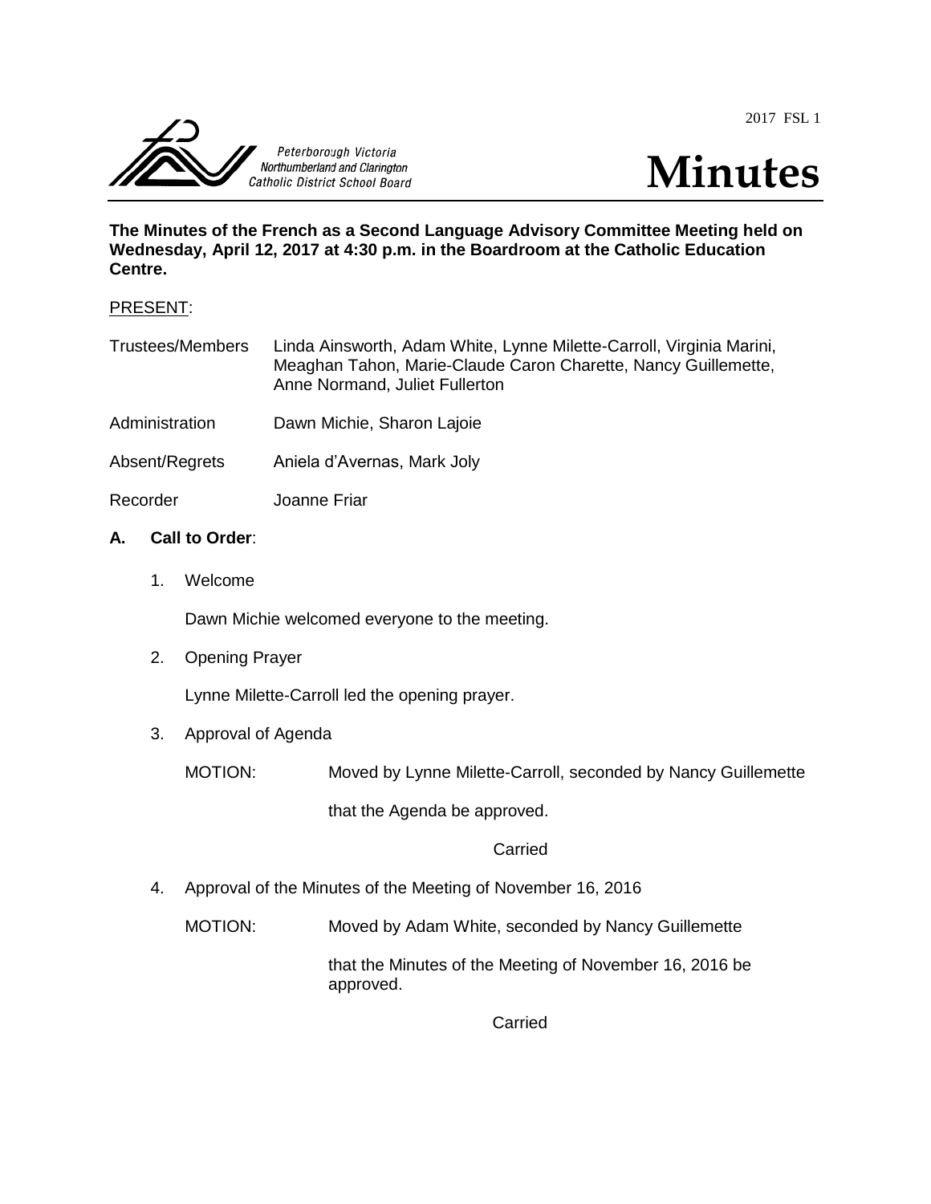2017 FSL 1

Peterborough Victoria Northumberland and Clarington Catholic District School Board

# Minutes

**The Minutes of the French as a Second Language Advisory Committee Meeting held on Wednesday, April 12, 2017 at 4:30 p.m. in the Boardroom at the Catholic Education Centre.**

PRESENT:

| | |
|---|---|
| Trustees/Members | Linda Ainsworth, Adam White, Lynne Milette-Carroll, Virginia Marini, Meaghan Tahon, Marie-Claude Caron Charette, Nancy Guillemette, Anne Normand, Juliet Fullerton |
| Administration | Dawn Michie, Sharon Lajoie |
| Absent/Regrets | Aniela d'Avernas, Mark Joly |
| Recorder | Joanne Friar |

**A. Call to Order**:

1. Welcome

   Dawn Michie welcomed everyone to the meeting.

2. Opening Prayer

   Lynne Milette-Carroll led the opening prayer.

3. Approval of Agenda

   MOTION: Moved by Lynne Milette-Carroll, seconded by Nancy Guillemette

   that the Agenda be approved.

   Carried

4. Approval of the Minutes of the Meeting of November 16, 2016

   MOTION: Moved by Adam White, seconded by Nancy Guillemette

   that the Minutes of the Meeting of November 16, 2016 be approved.

   Carried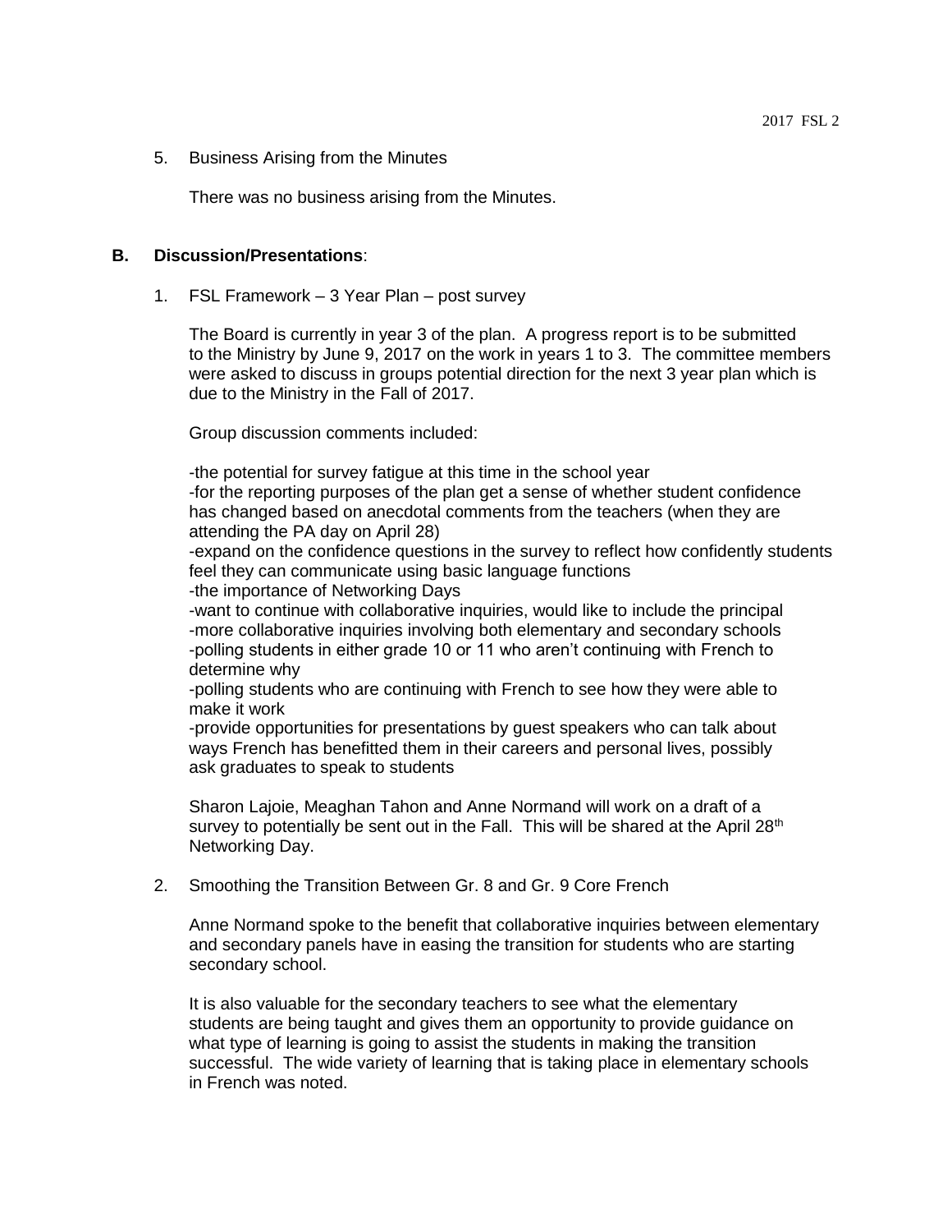5. Business Arising from the Minutes

   There was no business arising from the Minutes.

**B. Discussion/Presentations**:

1. FSL Framework – 3 Year Plan – post survey

   The Board is currently in year 3 of the plan. A progress report is to be submitted to the Ministry by June 9, 2017 on the work in years 1 to 3. The committee members were asked to discuss in groups potential direction for the next 3 year plan which is due to the Ministry in the Fall of 2017.

   Group discussion comments included:

   -the potential for survey fatigue at this time in the school year
   -for the reporting purposes of the plan get a sense of whether student confidence has changed based on anecdotal comments from the teachers (when they are attending the PA day on April 28)
   -expand on the confidence questions in the survey to reflect how confidently students feel they can communicate using basic language functions
   -the importance of Networking Days
   -want to continue with collaborative inquiries, would like to include the principal
   -more collaborative inquiries involving both elementary and secondary schools
   -polling students in either grade 10 or 11 who aren't continuing with French to determine why
   -polling students who are continuing with French to see how they were able to make it work
   -provide opportunities for presentations by guest speakers who can talk about ways French has benefitted them in their careers and personal lives, possibly ask graduates to speak to students

   Sharon Lajoie, Meaghan Tahon and Anne Normand will work on a draft of a survey to potentially be sent out in the Fall. This will be shared at the April 28th Networking Day.

2. Smoothing the Transition Between Gr. 8 and Gr. 9 Core French

   Anne Normand spoke to the benefit that collaborative inquiries between elementary and secondary panels have in easing the transition for students who are starting secondary school.

   It is also valuable for the secondary teachers to see what the elementary students are being taught and gives them an opportunity to provide guidance on what type of learning is going to assist the students in making the transition successful. The wide variety of learning that is taking place in elementary schools in French was noted.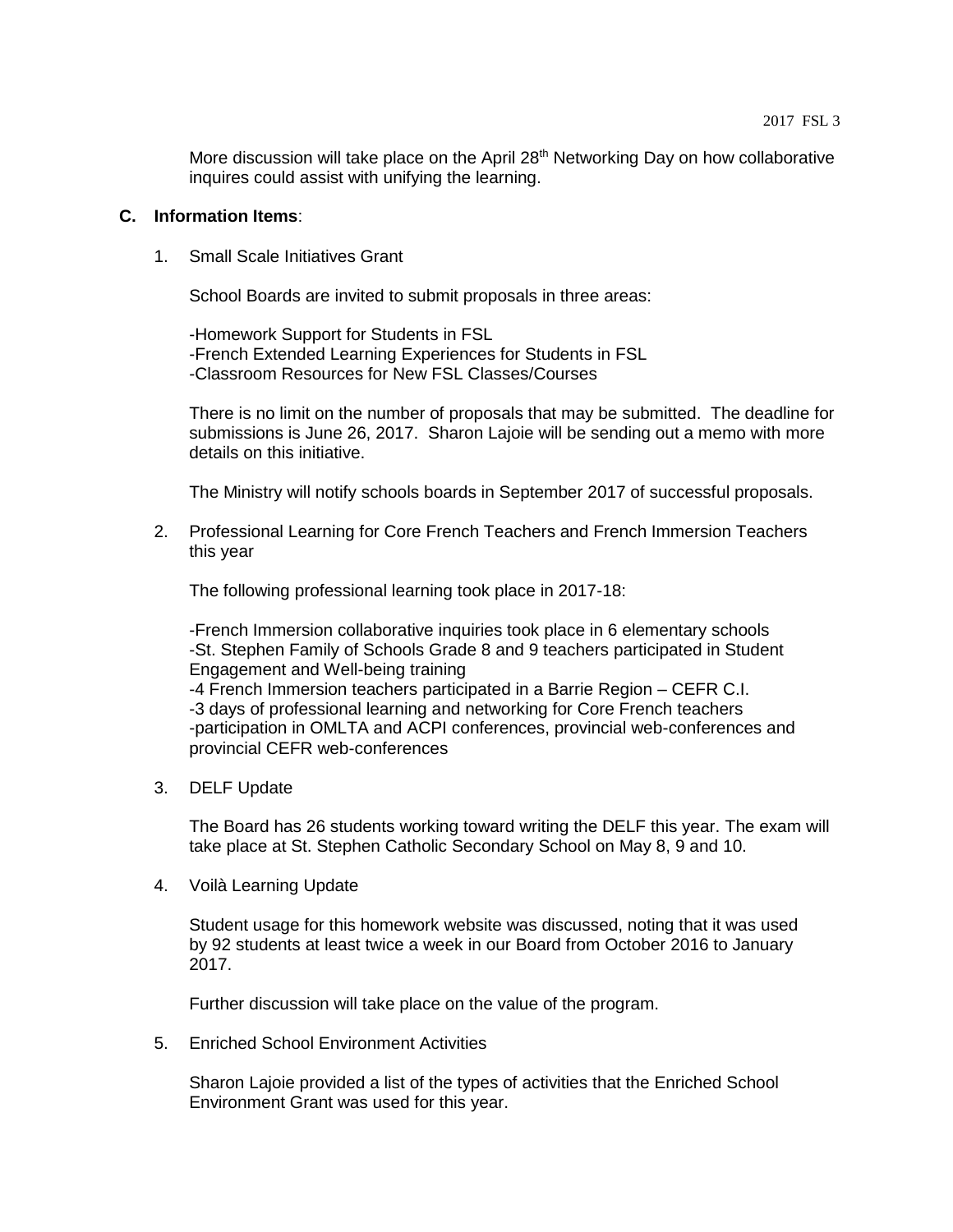More discussion will take place on the April 28th Networking Day on how collaborative inquires could assist with unifying the learning.

**C. Information Items**:

1. Small Scale Initiatives Grant

   School Boards are invited to submit proposals in three areas:

   -Homework Support for Students in FSL
   -French Extended Learning Experiences for Students in FSL
   -Classroom Resources for New FSL Classes/Courses

   There is no limit on the number of proposals that may be submitted. The deadline for submissions is June 26, 2017. Sharon Lajoie will be sending out a memo with more details on this initiative.

   The Ministry will notify schools boards in September 2017 of successful proposals.

2. Professional Learning for Core French Teachers and French Immersion Teachers this year

   The following professional learning took place in 2017-18:

   -French Immersion collaborative inquiries took place in 6 elementary schools
   -St. Stephen Family of Schools Grade 8 and 9 teachers participated in Student Engagement and Well-being training
   -4 French Immersion teachers participated in a Barrie Region – CEFR C.I.
   -3 days of professional learning and networking for Core French teachers
   -participation in OMLTA and ACPI conferences, provincial web-conferences and provincial CEFR web-conferences

3. DELF Update

   The Board has 26 students working toward writing the DELF this year. The exam will take place at St. Stephen Catholic Secondary School on May 8, 9 and 10.

4. Voilà Learning Update

   Student usage for this homework website was discussed, noting that it was used by 92 students at least twice a week in our Board from October 2016 to January 2017.

   Further discussion will take place on the value of the program.

5. Enriched School Environment Activities

   Sharon Lajoie provided a list of the types of activities that the Enriched School Environment Grant was used for this year.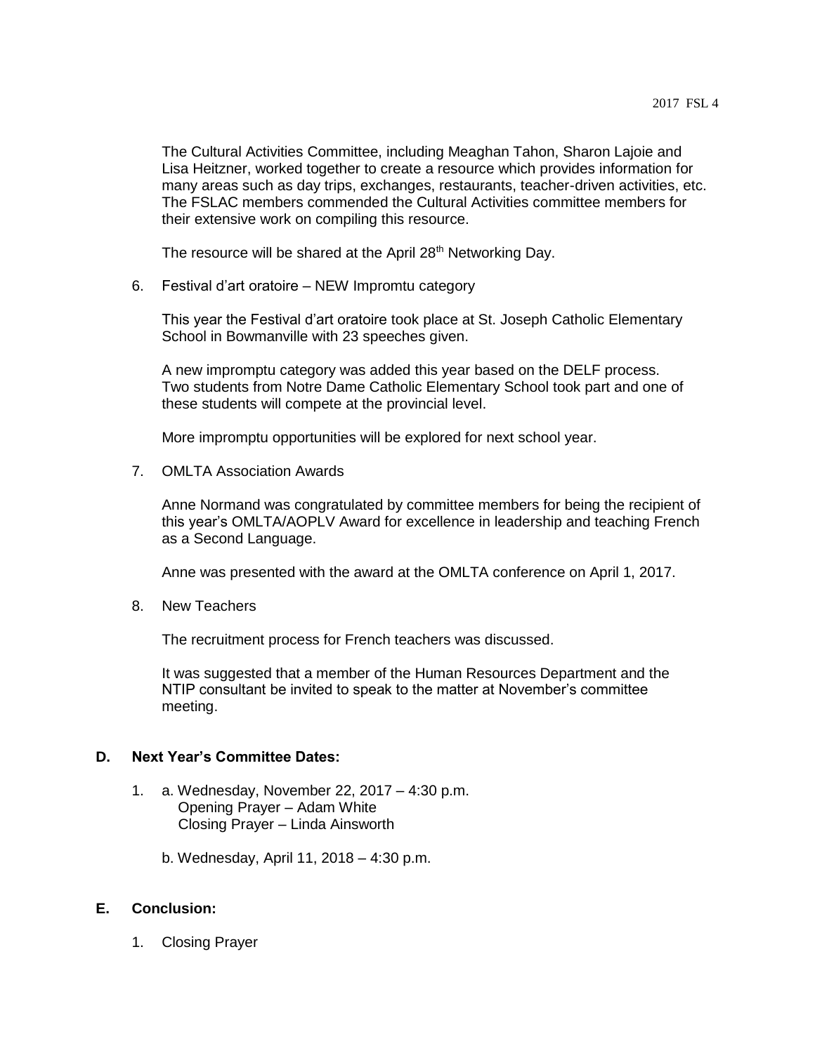The Cultural Activities Committee, including Meaghan Tahon, Sharon Lajoie and Lisa Heitzner, worked together to create a resource which provides information for many areas such as day trips, exchanges, restaurants, teacher-driven activities, etc. The FSLAC members commended the Cultural Activities committee members for their extensive work on compiling this resource.

The resource will be shared at the April 28th Networking Day.

6. Festival d'art oratoire – NEW Impromtu category

   This year the Festival d'art oratoire took place at St. Joseph Catholic Elementary School in Bowmanville with 23 speeches given.

   A new impromptu category was added this year based on the DELF process. Two students from Notre Dame Catholic Elementary School took part and one of these students will compete at the provincial level.

   More impromptu opportunities will be explored for next school year.

7. OMLTA Association Awards

   Anne Normand was congratulated by committee members for being the recipient of this year's OMLTA/AOPLV Award for excellence in leadership and teaching French as a Second Language.

   Anne was presented with the award at the OMLTA conference on April 1, 2017.

8. New Teachers

   The recruitment process for French teachers was discussed.

   It was suggested that a member of the Human Resources Department and the NTIP consultant be invited to speak to the matter at November's committee meeting.

## D. Next Year's Committee Dates:

1. a. Wednesday, November 22, 2017 – 4:30 p.m.
   Opening Prayer – Adam White
   Closing Prayer – Linda Ainsworth

   b. Wednesday, April 11, 2018 – 4:30 p.m.

## E. Conclusion:

1. Closing Prayer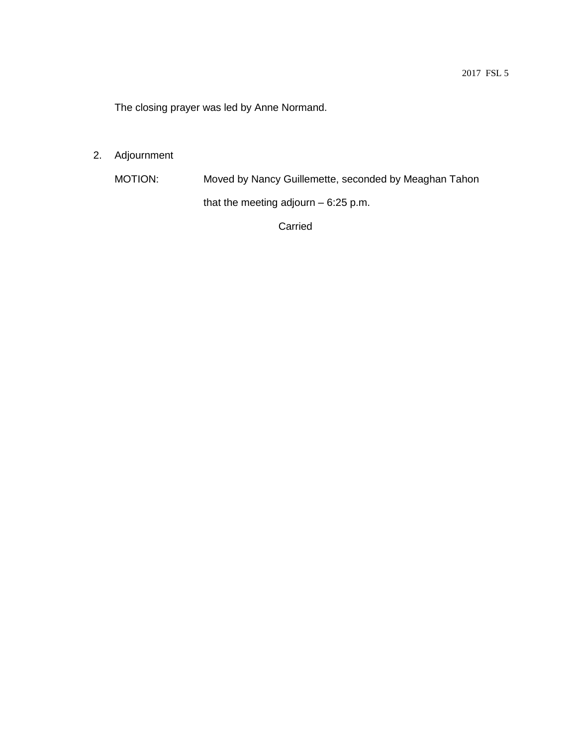The closing prayer was led by Anne Normand.

2. Adjournment

MOTION: Moved by Nancy Guillemette, seconded by Meaghan Tahon that the meeting adjourn – 6:25 p.m.

Carried